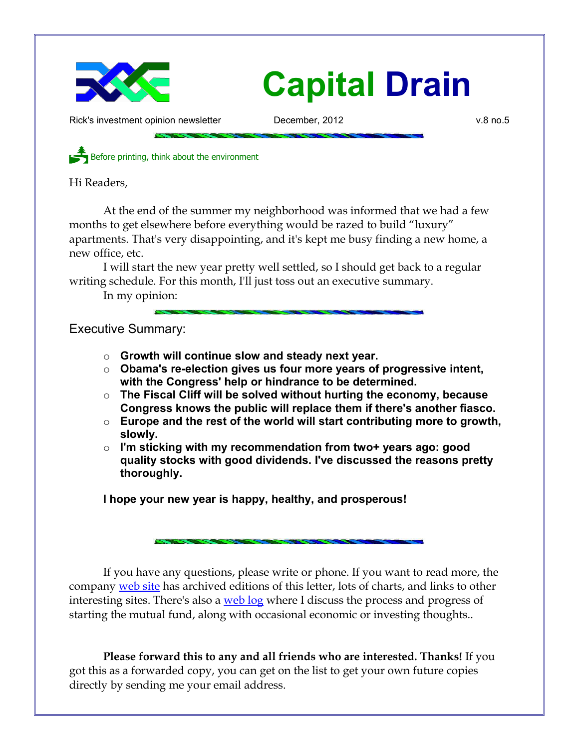# Capital Drain

Rick's investment opinion newsletter December, 2012 v.8 no.5

Before printing, think about the environment

Hi Readers,

At the end of the summer my neighborhood was informed that we had a few months to get elsewhere before everything would be razed to build "luxury" apartments. That's very disappointing, and it's kept me busy finding a new home, a new office, etc.

I will start the new year pretty well settled, so I should get back to a regular writing schedule. For this month, I'll just toss out an executive summary.

In my opinion:

## Executive Summary:

- **Growth will continue slow and steady next year.**
- **Obama's re-election gives us four more years of progressive intent, with the Congress' help or hindrance to be determined.**
- **The Fiscal Cliff will be solved without hurting the economy, because Congress knows the public will replace them if there's another fiasco.**
- **Europe and the rest of the world will start contributing more to growth, slowly.**
- **I'm sticking with my recommendation from two+ years ago: good quality stocks with good dividends. I've discussed the reasons pretty thoroughly.**

**I hope your new year is happy, healthy, and prosperous!**

If you have any questions, please write or phone. If you want to read more, the company web site has archived editions of this letter, lots of charts, and links to other interesting sites. There's also a web log where I discuss the process and progress of starting the mutual fund, along with occasional economic or investing thoughts..

**Please forward this to any and all friends who are interested. Thanks!** If you got this as a forwarded copy, you can get on the list to get your own future copies directly by sending me your email address.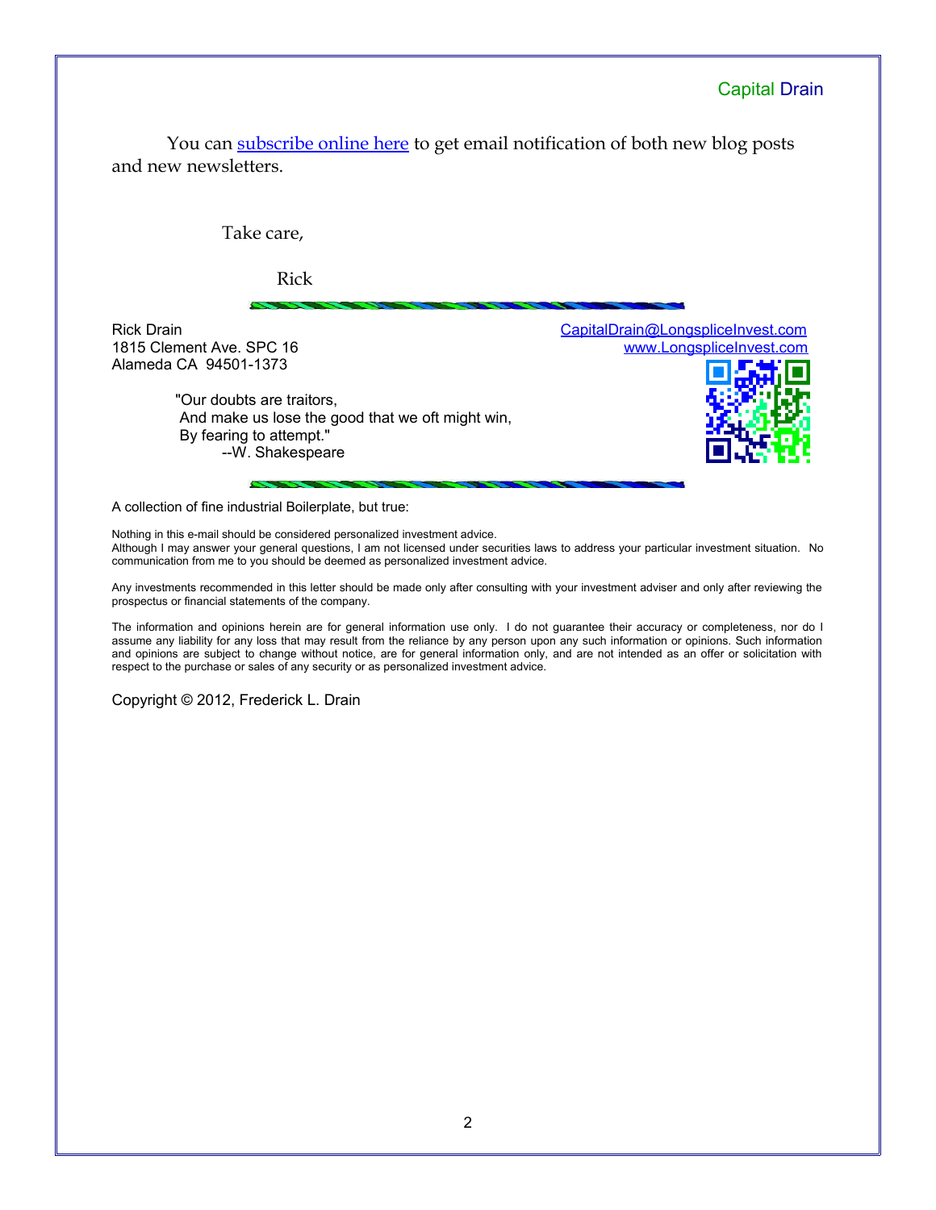You can subscribe online here to get email notification of both new blog posts and new newsletters.

Take care,

Rick

---

Rick Drain
1815 Clement Ave. SPC 16
Alameda CA 94501-1373

CapitalDrain@LongspliceInvest.com
www.LongspliceInvest.com

"Our doubts are traitors,
And make us lose the good that we oft might win,
By fearing to attempt."
--W. Shakespeare

---

A collection of fine industrial Boilerplate, but true:

Nothing in this e-mail should be considered personalized investment advice.
Although I may answer your general questions, I am not licensed under securities laws to address your particular investment situation. No communication from me to you should be deemed as personalized investment advice.

Any investments recommended in this letter should be made only after consulting with your investment adviser and only after reviewing the prospectus or financial statements of the company.

The information and opinions herein are for general information use only. I do not guarantee their accuracy or completeness, nor do I assume any liability for any loss that may result from the reliance by any person upon any such information or opinions. Such information and opinions are subject to change without notice, are for general information only, and are not intended as an offer or solicitation with respect to the purchase or sales of any security or as personalized investment advice.

Copyright © 2012, Frederick L. Drain